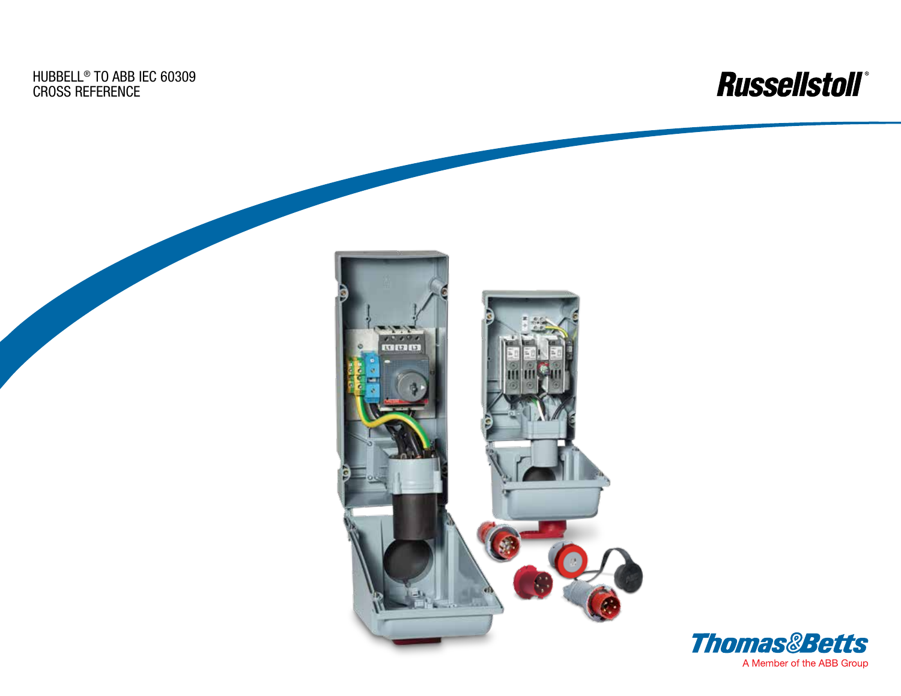# HUBBELL® TO ABB IEC 60309 CROSS REFERENCE

Russellstoll®

Thomas&Betts

A Member of the ABB Group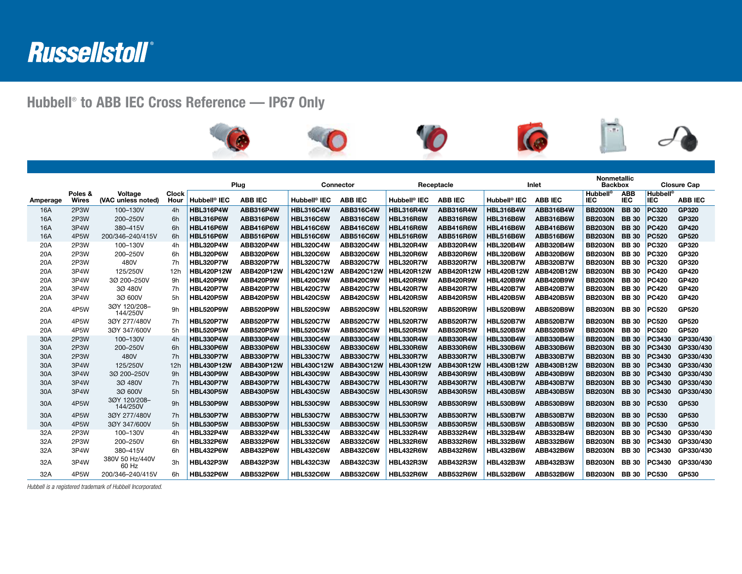# Russellstoll®

## Hubbell® to ABB IEC Cross Reference — IP67 Only

| Amperage | Poles & Wires | Voltage (VAC unless noted) | Clock Hour | Plug | | Connector | | Receptacle | | Inlet | | Nonmetallic Backbox | | Closure Cap | |
|---|---|---|---|---|---|---|---|---|---|---|---|---|---|---|---|
| | | | | Hubbell® IEC | ABB IEC | Hubbell® IEC | ABB IEC | Hubbell® IEC | ABB IEC | Hubbell® IEC | ABB IEC | Hubbell® IEC | ABB IEC | Hubbell® IEC | ABB IEC |
| 16A | 2P3W | 100–130V | 4h | HBL316P4W | ABB316P4W | HBL316C4W | ABB316C4W | HBL316R4W | ABB316R4W | HBL316B4W | ABB316B4W | BB2030N | BB 30 | PC320 | GP320 |
| 16A | 2P3W | 200–250V | 6h | HBL316P6W | ABB316P6W | HBL316C6W | ABB316C6W | HBL316R6W | ABB316R6W | HBL316B6W | ABB316B6W | BB2030N | BB 30 | PC320 | GP320 |
| 16A | 3P4W | 380–415V | 6h | HBL416P6W | ABB416P6W | HBL416C6W | ABB416C6W | HBL416R6W | ABB416R6W | HBL416B6W | ABB416B6W | BB2030N | BB 30 | PC420 | GP420 |
| 16A | 4P5W | 200/346–240/415V | 6h | HBL516P6W | ABB516P6W | HBL516C6W | ABB516C6W | HBL516R6W | ABB516R6W | HBL516B6W | ABB516B6W | BB2030N | BB 30 | PC520 | GP520 |
| 20A | 2P3W | 100–130V | 4h | HBL320P4W | ABB320P4W | HBL320C4W | ABB320C4W | HBL320R4W | ABB320R4W | HBL320B4W | ABB320B4W | BB2030N | BB 30 | PC320 | GP320 |
| 20A | 2P3W | 200–250V | 6h | HBL320P6W | ABB320P6W | HBL320C6W | ABB320C6W | HBL320R6W | ABB320R6W | HBL320B6W | ABB320B6W | BB2030N | BB 30 | PC320 | GP320 |
| 20A | 2P3W | 480V | 7h | HBL320P7W | ABB320P7W | HBL320C7W | ABB320C7W | HBL320R7W | ABB320R7W | HBL320B7W | ABB320B7W | BB2030N | BB 30 | PC320 | GP320 |
| 20A | 3P4W | 125/250V | 12h | HBL420P12W | ABB420P12W | HBL420C12W | ABB420C12W | HBL420R12W | ABB420R12W | HBL420B12W | ABB420B12W | BB2030N | BB 30 | PC420 | GP420 |
| 20A | 3P4W | 3Ø 200–250V | 9h | HBL420P9W | ABB420P9W | HBL420C9W | ABB420C9W | HBL420R9W | ABB420R9W | HBL420B9W | ABB420B9W | BB2030N | BB 30 | PC420 | GP420 |
| 20A | 3P4W | 3Ø 480V | 7h | HBL420P7W | ABB420P7W | HBL420C7W | ABB420C7W | HBL420R7W | ABB420R7W | HBL420B7W | ABB420B7W | BB2030N | BB 30 | PC420 | GP420 |
| 20A | 3P4W | 3Ø 600V | 5h | HBL420P5W | ABB420P5W | HBL420C5W | ABB420C5W | HBL420R5W | ABB420R5W | HBL420B5W | ABB420B5W | BB2030N | BB 30 | PC420 | GP420 |
| 20A | 4P5W | 3ØY 120/208–144/250V | 9h | HBL520P9W | ABB520P9W | HBL520C9W | ABB520C9W | HBL520R9W | ABB520R9W | HBL520B9W | ABB520B9W | BB2030N | BB 30 | PC520 | GP520 |
| 20A | 4P5W | 3ØY 277/480V | 7h | HBL520P7W | ABB520P7W | HBL520C7W | ABB520C7W | HBL520R7W | ABB520R7W | HBL520B7W | ABB520B7W | BB2030N | BB 30 | PC520 | GP520 |
| 20A | 4P5W | 3ØY 347/600V | 5h | HBL520P5W | ABB520P5W | HBL520C5W | ABB520C5W | HBL520R5W | ABB520R5W | HBL520B5W | ABB520B5W | BB2030N | BB 30 | PC520 | GP520 |
| 30A | 2P3W | 100–130V | 4h | HBL330P4W | ABB330P4W | HBL330C4W | ABB330C4W | HBL330R4W | ABB330R4W | HBL330B4W | ABB330B4W | BB2030N | BB 30 | PC3430 | GP330/430 |
| 30A | 2P3W | 200–250V | 6h | HBL330P6W | ABB330P6W | HBL330C6W | ABB330C6W | HBL330R6W | ABB330R6W | HBL330B6W | ABB330B6W | BB2030N | BB 30 | PC3430 | GP330/430 |
| 30A | 2P3W | 480V | 7h | HBL330P7W | ABB330P7W | HBL330C7W | ABB330C7W | HBL330R7W | ABB330R7W | HBL330B7W | ABB330B7W | BB2030N | BB 30 | PC3430 | GP330/430 |
| 30A | 3P4W | 125/250V | 12h | HBL430P12W | ABB430P12W | HBL430C12W | ABB430C12W | HBL430R12W | ABB430R12W | HBL430B12W | ABB430B12W | BB2030N | BB 30 | PC3430 | GP330/430 |
| 30A | 3P4W | 3Ø 200–250V | 9h | HBL430P9W | ABB430P9W | HBL430C9W | ABB430C9W | HBL430R9W | ABB430R9W | HBL430B9W | ABB430B9W | BB2030N | BB 30 | PC3430 | GP330/430 |
| 30A | 3P4W | 3Ø 480V | 7h | HBL430P7W | ABB430P7W | HBL430C7W | ABB430C7W | HBL430R7W | ABB430R7W | HBL430B7W | ABB430B7W | BB2030N | BB 30 | PC3430 | GP330/430 |
| 30A | 3P4W | 3Ø 600V | 5h | HBL430P5W | ABB430P5W | HBL430C5W | ABB430C5W | HBL430R5W | ABB430R5W | HBL430B5W | ABB430B5W | BB2030N | BB 30 | PC3430 | GP330/430 |
| 30A | 4P5W | 3ØY 120/208–144/250V | 9h | HBL530P9W | ABB530P9W | HBL530C9W | ABB530C9W | HBL530R9W | ABB530R9W | HBL530B9W | ABB530B9W | BB2030N | BB 30 | PC530 | GP530 |
| 30A | 4P5W | 3ØY 277/480V | 7h | HBL530P7W | ABB530P7W | HBL530C7W | ABB530C7W | HBL530R7W | ABB530R7W | HBL530B7W | ABB530B7W | BB2030N | BB 30 | PC530 | GP530 |
| 30A | 4P5W | 3ØY 347/600V | 5h | HBL530P5W | ABB530P5W | HBL530C5W | ABB530C5W | HBL530R5W | ABB530R5W | HBL530B5W | ABB530B5W | BB2030N | BB 30 | PC530 | GP530 |
| 32A | 2P3W | 100–130V | 4h | HBL332P4W | ABB332P4W | HBL332C4W | ABB332C4W | HBL332R4W | ABB332R4W | HBL332B4W | ABB332B4W | BB2030N | BB 30 | PC3430 | GP330/430 |
| 32A | 2P3W | 200–250V | 6h | HBL332P6W | ABB332P6W | HBL332C6W | ABB332C6W | HBL332R6W | ABB332R6W | HBL332B6W | ABB332B6W | BB2030N | BB 30 | PC3430 | GP330/430 |
| 32A | 3P4W | 380–415V | 6h | HBL432P6W | ABB432P6W | HBL432C6W | ABB432C6W | HBL432R6W | ABB432R6W | HBL432B6W | ABB432B6W | BB2030N | BB 30 | PC3430 | GP330/430 |
| 32A | 3P4W | 380V 50 Hz/440V 60 Hz | 3h | HBL432P3W | ABB432P3W | HBL432C3W | ABB432C3W | HBL432R3W | ABB432R3W | HBL432B3W | ABB432B3W | BB2030N | BB 30 | PC3430 | GP330/430 |
| 32A | 4P5W | 200/346–240/415V | 6h | HBL532P6W | ABB532P6W | HBL532C6W | ABB532C6W | HBL532R6W | ABB532R6W | HBL532B6W | ABB532B6W | BB2030N | BB 30 | PC530 | GP530 |

*Hubbell is a registered trademark of Hubbell Incorporated.*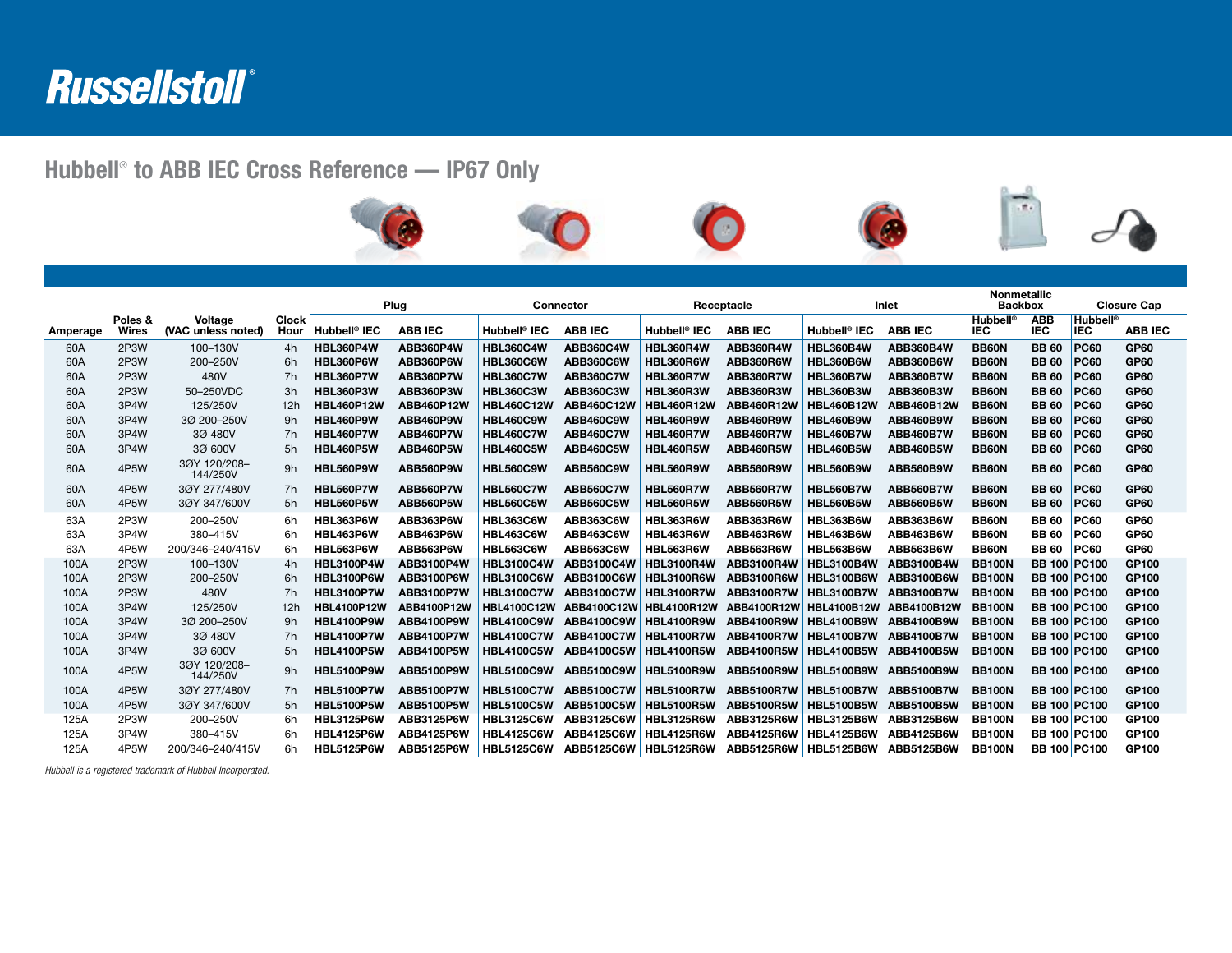Russellstoll®

## Hubbell® to ABB IEC Cross Reference — IP67 Only

| Amperage | Poles & Wires | Voltage (VAC unless noted) | Clock Hour | Plug | | Connector | | Receptacle | | Inlet | | Nonmetallic Backbox | | Closure Cap | |
|---|---|---|---|---|---|---|---|---|---|---|---|---|---|---|---|
| | | | | Hubbell® IEC | ABB IEC | Hubbell® IEC | ABB IEC | Hubbell® IEC | ABB IEC | Hubbell® IEC | ABB IEC | Hubbell® IEC | ABB IEC | Hubbell® IEC | ABB IEC |
| 60A | 2P3W | 100–130V | 4h | HBL360P4W | ABB360P4W | HBL360C4W | ABB360C4W | HBL360R4W | ABB360R4W | HBL360B4W | ABB360B4W | BB60N | BB 60 | PC60 | GP60 |
| 60A | 2P3W | 200–250V | 6h | HBL360P6W | ABB360P6W | HBL360C6W | ABB360C6W | HBL360R6W | ABB360R6W | HBL360B6W | ABB360B6W | BB60N | BB 60 | PC60 | GP60 |
| 60A | 2P3W | 480V | 7h | HBL360P7W | ABB360P7W | HBL360C7W | ABB360C7W | HBL360R7W | ABB360R7W | HBL360B7W | ABB360B7W | BB60N | BB 60 | PC60 | GP60 |
| 60A | 2P3W | 50–250VDC | 3h | HBL360P3W | ABB360P3W | HBL360C3W | ABB360C3W | HBL360R3W | ABB360R3W | HBL360B3W | ABB360B3W | BB60N | BB 60 | PC60 | GP60 |
| 60A | 3P4W | 125/250V | 12h | HBL460P12W | ABB460P12W | HBL460C12W | ABB460C12W | HBL460R12W | ABB460R12W | HBL460B12W | ABB460B12W | BB60N | BB 60 | PC60 | GP60 |
| 60A | 3P4W | 3Ø 200–250V | 9h | HBL460P9W | ABB460P9W | HBL460C9W | ABB460C9W | HBL460R9W | ABB460R9W | HBL460B9W | ABB460B9W | BB60N | BB 60 | PC60 | GP60 |
| 60A | 3P4W | 3Ø 480V | 7h | HBL460P7W | ABB460P7W | HBL460C7W | ABB460C7W | HBL460R7W | ABB460R7W | HBL460B7W | ABB460B7W | BB60N | BB 60 | PC60 | GP60 |
| 60A | 3P4W | 3Ø 600V | 5h | HBL460P5W | ABB460P5W | HBL460C5W | ABB460C5W | HBL460R5W | ABB460R5W | HBL460B5W | ABB460B5W | BB60N | BB 60 | PC60 | GP60 |
| 60A | 4P5W | 3ØY 120/208–144/250V | 9h | HBL560P9W | ABB560P9W | HBL560C9W | ABB560C9W | HBL560R9W | ABB560R9W | HBL560B9W | ABB560B9W | BB60N | BB 60 | PC60 | GP60 |
| 60A | 4P5W | 3ØY 277/480V | 7h | HBL560P7W | ABB560P7W | HBL560C7W | ABB560C7W | HBL560R7W | ABB560R7W | HBL560B7W | ABB560B7W | BB60N | BB 60 | PC60 | GP60 |
| 60A | 4P5W | 3ØY 347/600V | 5h | HBL560P5W | ABB560P5W | HBL560C5W | ABB560C5W | HBL560R5W | ABB560R5W | HBL560B5W | ABB560B5W | BB60N | BB 60 | PC60 | GP60 |
| 63A | 2P3W | 200–250V | 6h | HBL363P6W | ABB363P6W | HBL363C6W | ABB363C6W | HBL363R6W | ABB363R6W | HBL363B6W | ABB363B6W | BB60N | BB 60 | PC60 | GP60 |
| 63A | 3P4W | 380–415V | 6h | HBL463P6W | ABB463P6W | HBL463C6W | ABB463C6W | HBL463R6W | ABB463R6W | HBL463B6W | ABB463B6W | BB60N | BB 60 | PC60 | GP60 |
| 63A | 4P5W | 200/346–240/415V | 6h | HBL563P6W | ABB563P6W | HBL563C6W | ABB563C6W | HBL563R6W | ABB563R6W | HBL563B6W | ABB563B6W | BB60N | BB 60 | PC60 | GP60 |
| 100A | 2P3W | 100–130V | 4h | HBL3100P4W | ABB3100P4W | HBL3100C4W | ABB3100C4W | HBL3100R4W | ABB3100R4W | HBL3100B4W | ABB3100B4W | BB100N | BB 100 | PC100 | GP100 |
| 100A | 2P3W | 200–250V | 6h | HBL3100P6W | ABB3100P6W | HBL3100C6W | ABB3100C6W | HBL3100R6W | ABB3100R6W | HBL3100B6W | ABB3100B6W | BB100N | BB 100 | PC100 | GP100 |
| 100A | 2P3W | 480V | 7h | HBL3100P7W | ABB3100P7W | HBL3100C7W | ABB3100C7W | HBL3100R7W | ABB3100R7W | HBL3100B7W | ABB3100B7W | BB100N | BB 100 | PC100 | GP100 |
| 100A | 3P4W | 125/250V | 12h | HBL4100P12W | ABB4100P12W | HBL4100C12W | ABB4100C12W | HBL4100R12W | ABB4100R12W | HBL4100B12W | ABB4100B12W | BB100N | BB 100 | PC100 | GP100 |
| 100A | 3P4W | 3Ø 200–250V | 9h | HBL4100P9W | ABB4100P9W | HBL4100C9W | ABB4100C9W | HBL4100R9W | ABB4100R9W | HBL4100B9W | ABB4100B9W | BB100N | BB 100 | PC100 | GP100 |
| 100A | 3P4W | 3Ø 480V | 7h | HBL4100P7W | ABB4100P7W | HBL4100C7W | ABB4100C7W | HBL4100R7W | ABB4100R7W | HBL4100B7W | ABB4100B7W | BB100N | BB 100 | PC100 | GP100 |
| 100A | 3P4W | 3Ø 600V | 5h | HBL4100P5W | ABB4100P5W | HBL4100C5W | ABB4100C5W | HBL4100R5W | ABB4100R5W | HBL4100B5W | ABB4100B5W | BB100N | BB 100 | PC100 | GP100 |
| 100A | 4P5W | 3ØY 120/208–144/250V | 9h | HBL5100P9W | ABB5100P9W | HBL5100C9W | ABB5100C9W | HBL5100R9W | ABB5100R9W | HBL5100B9W | ABB5100B9W | BB100N | BB 100 | PC100 | GP100 |
| 100A | 4P5W | 3ØY 277/480V | 7h | HBL5100P7W | ABB5100P7W | HBL5100C7W | ABB5100C7W | HBL5100R7W | ABB5100R7W | HBL5100B7W | ABB5100B7W | BB100N | BB 100 | PC100 | GP100 |
| 100A | 4P5W | 3ØY 347/600V | 5h | HBL5100P5W | ABB5100P5W | HBL5100C5W | ABB5100C5W | HBL5100R5W | ABB5100R5W | HBL5100B5W | ABB5100B5W | BB100N | BB 100 | PC100 | GP100 |
| 125A | 2P3W | 200–250V | 6h | HBL3125P6W | ABB3125P6W | HBL3125C6W | ABB3125C6W | HBL3125R6W | ABB3125R6W | HBL3125B6W | ABB3125B6W | BB100N | BB 100 | PC100 | GP100 |
| 125A | 3P4W | 380–415V | 6h | HBL4125P6W | ABB4125P6W | HBL4125C6W | ABB4125C6W | HBL4125R6W | ABB4125R6W | HBL4125B6W | ABB4125B6W | BB100N | BB 100 | PC100 | GP100 |
| 125A | 4P5W | 200/346–240/415V | 6h | HBL5125P6W | ABB5125P6W | HBL5125C6W | ABB5125C6W | HBL5125R6W | ABB5125R6W | HBL5125B6W | ABB5125B6W | BB100N | BB 100 | PC100 | GP100 |

*Hubbell is a registered trademark of Hubbell Incorporated.*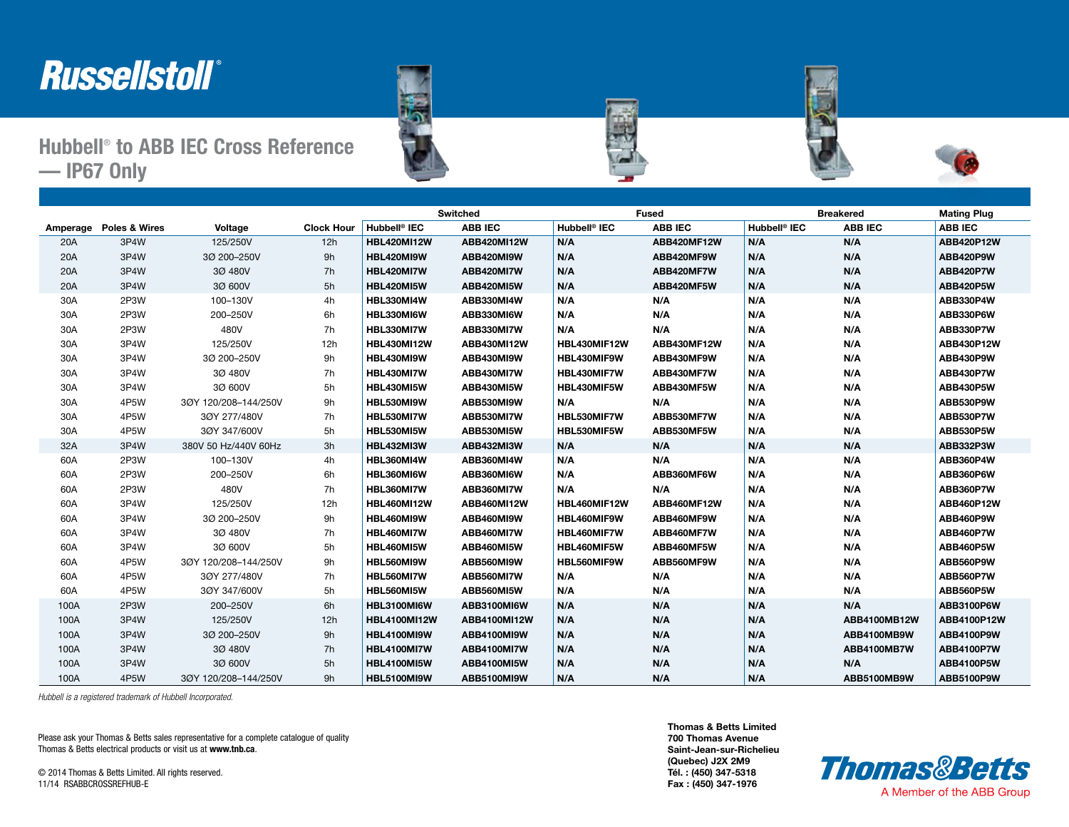# Russellstoll®

## Hubbell® to ABB IEC Cross Reference — IP67 Only

| | | | | Switched | | Fused | | Breakered | | Mating Plug |
|---|---|---|---|---|---|---|---|---|---|---|
| Amperage | Poles & Wires | Voltage | Clock Hour | Hubbell® IEC | ABB IEC | Hubbell® IEC | ABB IEC | Hubbell® IEC | ABB IEC | ABB IEC |
| 20A | 3P4W | 125/250V | 12h | HBL420MI12W | ABB420MI12W | N/A | ABB420MF12W | N/A | N/A | ABB420P12W |
| 20A | 3P4W | 3Ø 200–250V | 9h | HBL420MI9W | ABB420MI9W | N/A | ABB420MF9W | N/A | N/A | ABB420P9W |
| 20A | 3P4W | 3Ø 480V | 7h | HBL420MI7W | ABB420MI7W | N/A | ABB420MF7W | N/A | N/A | ABB420P7W |
| 20A | 3P4W | 3Ø 600V | 5h | HBL420MI5W | ABB420MI5W | N/A | ABB420MF5W | N/A | N/A | ABB420P5W |
| 30A | 2P3W | 100–130V | 4h | HBL330MI4W | ABB330MI4W | N/A | N/A | N/A | N/A | ABB330P4W |
| 30A | 2P3W | 200–250V | 6h | HBL330MI6W | ABB330MI6W | N/A | N/A | N/A | N/A | ABB330P6W |
| 30A | 2P3W | 480V | 7h | HBL330MI7W | ABB330MI7W | N/A | N/A | N/A | N/A | ABB330P7W |
| 30A | 3P4W | 125/250V | 12h | HBL430MI12W | ABB430MI12W | HBL430MIF12W | ABB430MF12W | N/A | N/A | ABB430P12W |
| 30A | 3P4W | 3Ø 200–250V | 9h | HBL430MI9W | ABB430MI9W | HBL430MIF9W | ABB430MF9W | N/A | N/A | ABB430P9W |
| 30A | 3P4W | 3Ø 480V | 7h | HBL430MI7W | ABB430MI7W | HBL430MIF7W | ABB430MF7W | N/A | N/A | ABB430P7W |
| 30A | 3P4W | 3Ø 600V | 5h | HBL430MI5W | ABB430MI5W | HBL430MIF5W | ABB430MF5W | N/A | N/A | ABB430P5W |
| 30A | 4P5W | 3ØY 120/208–144/250V | 9h | HBL530MI9W | ABB530MI9W | N/A | N/A | N/A | N/A | ABB530P9W |
| 30A | 4P5W | 3ØY 277/480V | 7h | HBL530MI7W | ABB530MI7W | HBL530MIF7W | ABB530MF7W | N/A | N/A | ABB530P7W |
| 30A | 4P5W | 3ØY 347/600V | 5h | HBL530MI5W | ABB530MI5W | HBL530MIF5W | ABB530MF5W | N/A | N/A | ABB530P5W |
| 32A | 3P4W | 380V 50 Hz/440V 60Hz | 3h | HBL432MI3W | ABB432MI3W | N/A | N/A | N/A | N/A | ABB332P3W |
| 60A | 2P3W | 100–130V | 4h | HBL360MI4W | ABB360MI4W | N/A | N/A | N/A | N/A | ABB360P4W |
| 60A | 2P3W | 200–250V | 6h | HBL360MI6W | ABB360MI6W | N/A | ABB360MF6W | N/A | N/A | ABB360P6W |
| 60A | 2P3W | 480V | 7h | HBL360MI7W | ABB360MI7W | N/A | N/A | N/A | N/A | ABB360P7W |
| 60A | 3P4W | 125/250V | 12h | HBL460MI12W | ABB460MI12W | HBL460MIF12W | ABB460MF12W | N/A | N/A | ABB460P12W |
| 60A | 3P4W | 3Ø 200–250V | 9h | HBL460MI9W | ABB460MI9W | HBL460MIF9W | ABB460MF9W | N/A | N/A | ABB460P9W |
| 60A | 3P4W | 3Ø 480V | 7h | HBL460MI7W | ABB460MI7W | HBL460MIF7W | ABB460MF7W | N/A | N/A | ABB460P7W |
| 60A | 3P4W | 3Ø 600V | 5h | HBL460MI5W | ABB460MI5W | HBL460MIF5W | ABB460MF5W | N/A | N/A | ABB460P5W |
| 60A | 4P5W | 3ØY 120/208–144/250V | 9h | HBL560MI9W | ABB560MI9W | HBL560MIF9W | ABB560MF9W | N/A | N/A | ABB560P9W |
| 60A | 4P5W | 3ØY 277/480V | 7h | HBL560MI7W | ABB560MI7W | N/A | N/A | N/A | N/A | ABB560P7W |
| 60A | 4P5W | 3ØY 347/600V | 5h | HBL560MI5W | ABB560MI5W | N/A | N/A | N/A | N/A | ABB560P5W |
| 100A | 2P3W | 200–250V | 6h | HBL3100MI6W | ABB3100MI6W | N/A | N/A | N/A | N/A | ABB3100P6W |
| 100A | 3P4W | 125/250V | 12h | HBL4100MI12W | ABB4100MI12W | N/A | N/A | N/A | ABB4100MB12W | ABB4100P12W |
| 100A | 3P4W | 3Ø 200–250V | 9h | HBL4100MI9W | ABB4100MI9W | N/A | N/A | N/A | ABB4100MB9W | ABB4100P9W |
| 100A | 3P4W | 3Ø 480V | 7h | HBL4100MI7W | ABB4100MI7W | N/A | N/A | N/A | ABB4100MB7W | ABB4100P7W |
| 100A | 3P4W | 3Ø 600V | 5h | HBL4100MI5W | ABB4100MI5W | N/A | N/A | N/A | N/A | ABB4100P5W |
| 100A | 4P5W | 3ØY 120/208–144/250V | 9h | HBL5100MI9W | ABB5100MI9W | N/A | N/A | N/A | ABB5100MB9W | ABB5100P9W |

*Hubbell is a registered trademark of Hubbell Incorporated.*

Please ask your Thomas & Betts sales representative for a complete catalogue of quality Thomas & Betts electrical products or visit us at **www.tnb.ca**.

© 2014 Thomas & Betts Limited. All rights reserved.
11/14 RSABBCROSSREFHUB-E

**Thomas & Betts Limited**
**700 Thomas Avenue**
**Saint-Jean-sur-Richelieu**
**(Quebec) J2X 2M9**
**Tél. : (450) 347-5318**
**Fax : (450) 347-1976**

Thomas&Betts
A Member of the ABB Group